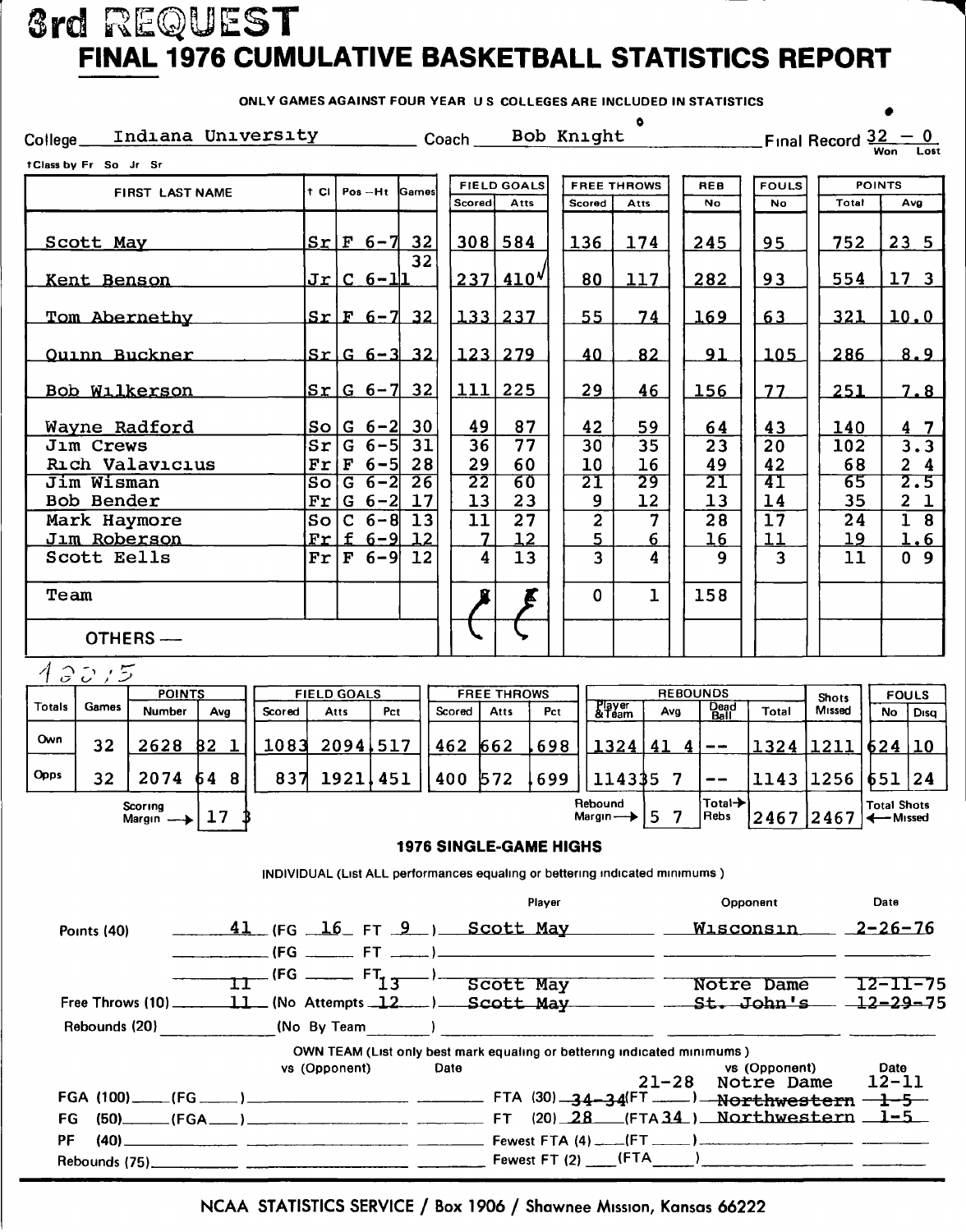# 3rd REQUEST

## FINAL 1976 CUMULATIVE BASKETBALL STATISTICS REPORT

ONLY GAMES AGAINST FOUR YEAR U S COLLEGES ARE INCLUDED IN STATISTICS

College: Indiana University    Coach: Bob Knight    Final Record: 32 – 0 (Won – Lost)

†Class by Fr So Jr Sr

| FIRST LAST NAME | † Cl | Pos – Ht | Games | FIELD GOALS | | FREE THROWS | | REB | FOULS | POINTS | |
|---|---|---|---|---|---|---|---|---|---|---|---|
| | | | | Scored | Atts | Scored | Atts | No | No | Total | Avg |
| Scott May | Sr | F 6-7 | 32 | 308 | 584 | 136 | 174 | 245 | 95 | 752 | 23 5 |
| Kent Benson | Jr | C 6-11 | 32 | 237 | 410√ | 80 | 117 | 282 | 93 | 554 | 17 3 |
| Tom Abernethy | Sr | F 6-7 | 32 | 133 | 237 | 55 | 74 | 169 | 63 | 321 | 10.0 |
| Quinn Buckner | Sr | G 6-3 | 32 | 123 | 279 | 40 | 82 | 91 | 105 | 286 | 8.9 |
| Bob Wilkerson | Sr | G 6-7 | 32 | 111 | 225 | 29 | 46 | 156 | 77 | 251 | 7.8 |
| Wayne Radford | So | G 6-2 | 30 | 49 | 87 | 42 | 59 | 64 | 43 | 140 | 4 7 |
| Jim Crews | Sr | G 6-5 | 31 | 36 | 77 | 30 | 35 | 23 | 20 | 102 | 3.3 |
| Rich Valavicius | Fr | F 6-5 | 28 | 29 | 60 | 10 | 16 | 49 | 42 | 68 | 2 4 |
| Jim Wisman | So | G 6-2 | 26 | 22 | 60 | 21 | 29 | 21 | 41 | 65 | 2.5 |
| Bob Bender | Fr | G 6-2 | 17 | 13 | 23 | 9 | 12 | 13 | 14 | 35 | 2 1 |
| Mark Haymore | So | C 6-8 | 13 | 11 | 27 | 2 | 7 | 28 | 17 | 24 | 1 8 |
| Jim Roberson | Fr | f 6-9 | 12 | 7 | 12 | 5 | 6 | 16 | 11 | 19 | 1.6 |
| Scott Eells | Fr | F 6-9 | 12 | 4 | 13 | 3 | 4 | 9 | 3 | 11 | 0 9 |
| Team | | | | | | 0 | 1 | 158 | | | |
| OTHERS — | | | | | | | | | | | |

13015

| Totals | Games | POINTS Number | POINTS Avg | FG Scored | FG Atts | FG Pct | FT Scored | FT Atts | FT Pct | REB Player & Team | REB Avg | REB Dead Ball | REB Total | Shots Missed | FOULS No | FOULS Disq |
|---|---|---|---|---|---|---|---|---|---|---|---|---|---|---|---|---|
| Own | 32 | 2628 | 82 1 | 1083 | 2094 | .517 | 462 | 662 | .698 | 1324 | 41 4 | -- | 1324 | 1211 | 624 | 10 |
| Opps | 32 | 2074 | 64 8 | 837 | 1921 | .451 | 400 | 572 | .699 | 1143 | 35 7 | -- | 1143 | 1256 | 651 | 24 |

Scoring Margin → 17 3    Rebound Margin → 5 7    Total Rebs → 2467    Total Shots Missed ← 2467

### 1976 SINGLE-GAME HIGHS

INDIVIDUAL (List ALL performances equaling or bettering indicated minimums)

| | | Player | Opponent | Date |
|---|---|---|---|---|
| Points (40) | 41 (FG 16 FT 9) | Scott May | Wisconsin | 2-26-76 |
| | ~~11 (FG FT 13)~~ | ~~Scott May~~ | ~~Notre Dame~~ | ~~12-11-75~~ |
| Free Throws (10) | ~~11 (No Attempts 12)~~ | ~~Scott May~~ | ~~St. John's~~ | ~~12-29-75~~ |
| Rebounds (20) | (No By Team) | | | |

OWN TEAM (List only best mark equaling or bettering indicated minimums)

| | vs (Opponent) | Date | | vs (Opponent) | Date |
|---|---|---|---|---|---|
| FGA (100) (FG ) | | | FTA (30) ~~34-34~~ (FT ) 21-28 | ~~Northwestern~~ Notre Dame | ~~1-5~~ 12-11 |
| FG (50) (FGA ) | | | FT (20) 28 (FTA 34) | Northwestern | 1-5 |
| PF (40) | | | Fewest FTA (4) (FT ) | | |
| Rebounds (75) | | | Fewest FT (2) (FTA ) | | |

NCAA STATISTICS SERVICE / Box 1906 / Shawnee Mission, Kansas 66222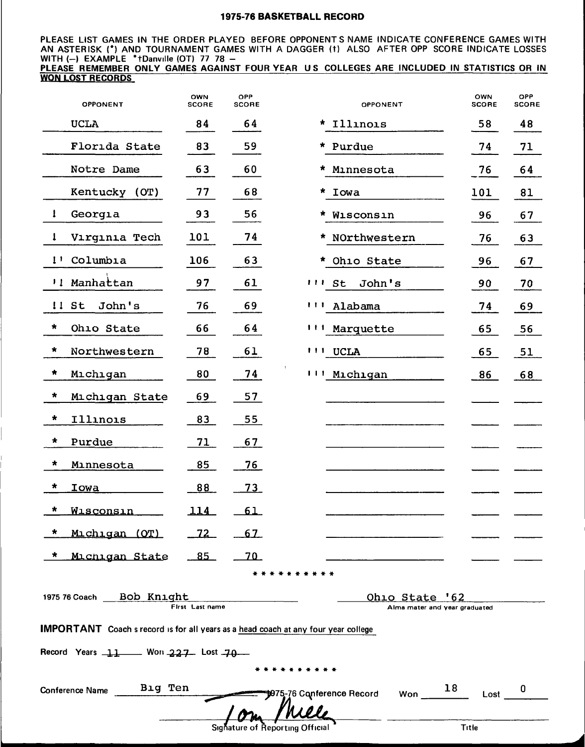# 1975-76 BASKETBALL RECORD

PLEASE LIST GAMES IN THE ORDER PLAYED BEFORE OPPONENT S NAME INDICATE CONFERENCE GAMES WITH AN ASTERISK (*) AND TOURNAMENT GAMES WITH A DAGGER (†) ALSO AFTER OPP SCORE INDICATE LOSSES WITH (–) EXAMPLE *†Danville (OT) 77 78 –

**PLEASE REMEMBER ONLY GAMES AGAINST FOUR YEAR US COLLEGES ARE INCLUDED IN STATISTICS OR IN WON LOST RECORDS**

| OPPONENT | OWN SCORE | OPP SCORE | OPPONENT | OWN SCORE | OPP SCORE |
|---|---|---|---|---|---|
| UCLA | 84 | 64 | * Illinois | 58 | 48 |
| Florida State | 83 | 59 | * Purdue | 74 | 71 |
| Notre Dame | 63 | 60 | * Minnesota | 76 | 64 |
| Kentucky (OT) | 77 | 68 | * Iowa | 101 | 81 |
| ! Georgia | 93 | 56 | * Wisconsin | 96 | 67 |
| ! Virginia Tech | 101 | 74 | * NOrthwestern | 76 | 63 |
| !' Columbia | 106 | 63 | * Ohio State | 96 | 67 |
| '! Manhattan | 97 | 61 | ''' St John's | 90 | 70 |
| !! St John's | 76 | 69 | ''' Alabama | 74 | 69 |
| * Ohio State | 66 | 64 | ''' Marquette | 65 | 56 |
| * Northwestern | 78 | 61 | ''' UCLA | 65 | 51 |
| * Michigan | 80 | 74 | ''' Michigan | 86 | 68 |
| * Michigan State | 69 | 57 | | | |
| * Illinois | 83 | 55 | | | |
| * Purdue | 71 | 67 | | | |
| * Minnesota | 85 | 76 | | | |
| * Iowa | 88 | 73 | | | |
| * Wisconsin | 114 | 61 | | | |
| * Michigan (OT) | 72 | 67 | | | |
| * Michigan State | 85 | 70 | | | |

* * * * * * * * * * *

1975 76 Coach Bob Knight (First Last name) — Ohio State '62 (Alma mater and year graduated)

**IMPORTANT** Coach s record is for all years as a head coach at any four year college

Record Years 11 Won 227 Lost 70

* * * * * * * * * * *

Conference Name Big Ten — 1975-76 Conference Record Won 18 Lost 0

Tom Miller
Signature of Reporting Official

Title